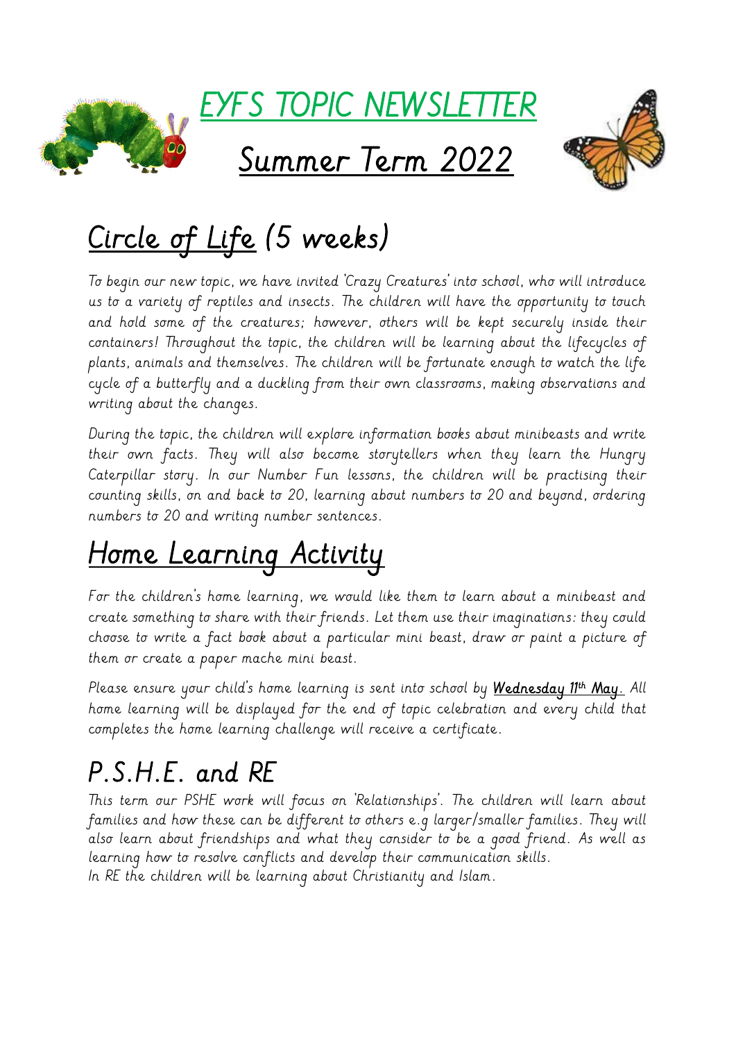# EYFS TOPIC NEWSLETTER

## Summer Term 2022

## Circle of Life (5 weeks)

*To begin our new topic, we have invited 'Crazy Creatures' into school, who will introduce us to a variety of reptiles and insects. The children will have the opportunity to touch and hold some of the creatures; however, others will be kept securely inside their containers! Throughout the topic, the children will be learning about the lifecycles of plants, animals and themselves. The children will be fortunate enough to watch the life cycle of a butterfly and a duckling from their own classrooms, making observations and writing about the changes.*

*During the topic, the children will explore information books about minibeasts and write their own facts. They will also become storytellers when they learn the Hungry Caterpillar story. In our Number Fun lessons, the children will be practising their counting skills, on and back to 20, learning about numbers to 20 and beyond, ordering numbers to 20 and writing number sentences.*

## Home Learning Activity

*For the children's home learning, we would like them to learn about a minibeast and create something to share with their friends. Let them use their imaginations: they could choose to write a fact book about a particular mini beast, draw or paint a picture of them or create a paper mache mini beast.*

*Please ensure your child's home learning is sent into school by* ***Wednesday 11th May.*** *All home learning will be displayed for the end of topic celebration and every child that completes the home learning challenge will receive a certificate.*

## P.S.H.E. and RE

*This term our PSHE work will focus on 'Relationships'. The children will learn about families and how these can be different to others e.g larger/smaller families. They will also learn about friendships and what they consider to be a good friend. As well as learning how to resolve conflicts and develop their communication skills.*
*In RE the children will be learning about Christianity and Islam.*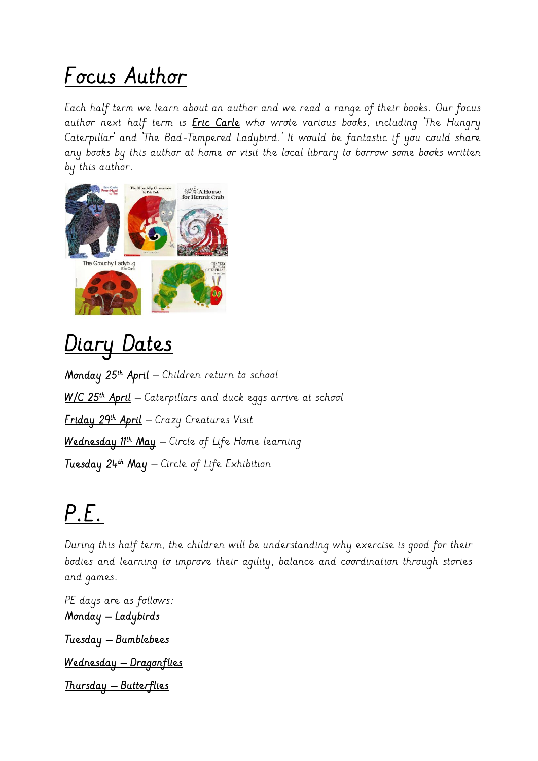# Focus Author

*Each half term we learn about an author and we read a range of their books. Our focus author next half term is* ***Eric Carle*** *who wrote various books, including 'The Hungry Caterpillar' and 'The Bad-Tempered Ladybird.' It would be fantastic if you could share any books by this author at home or visit the local library to borrow some books written by this author.*

# Diary Dates

*Monday 25th April* – Children return to school

*W/C 25th April* – Caterpillars and duck eggs arrive at school

*Friday 29th April* – Crazy Creatures Visit

*Wednesday 11th May* – Circle of Life Home learning

*Tuesday 24th May* – Circle of Life Exhibition

# P.E.

*During this half term, the children will be understanding why exercise is good for their bodies and learning to improve their agility, balance and coordination through stories and games.*

*PE days are as follows:*

*Monday – Ladybirds*

*Tuesday – Bumblebees*

*Wednesday – Dragonflies*

*Thursday – Butterflies*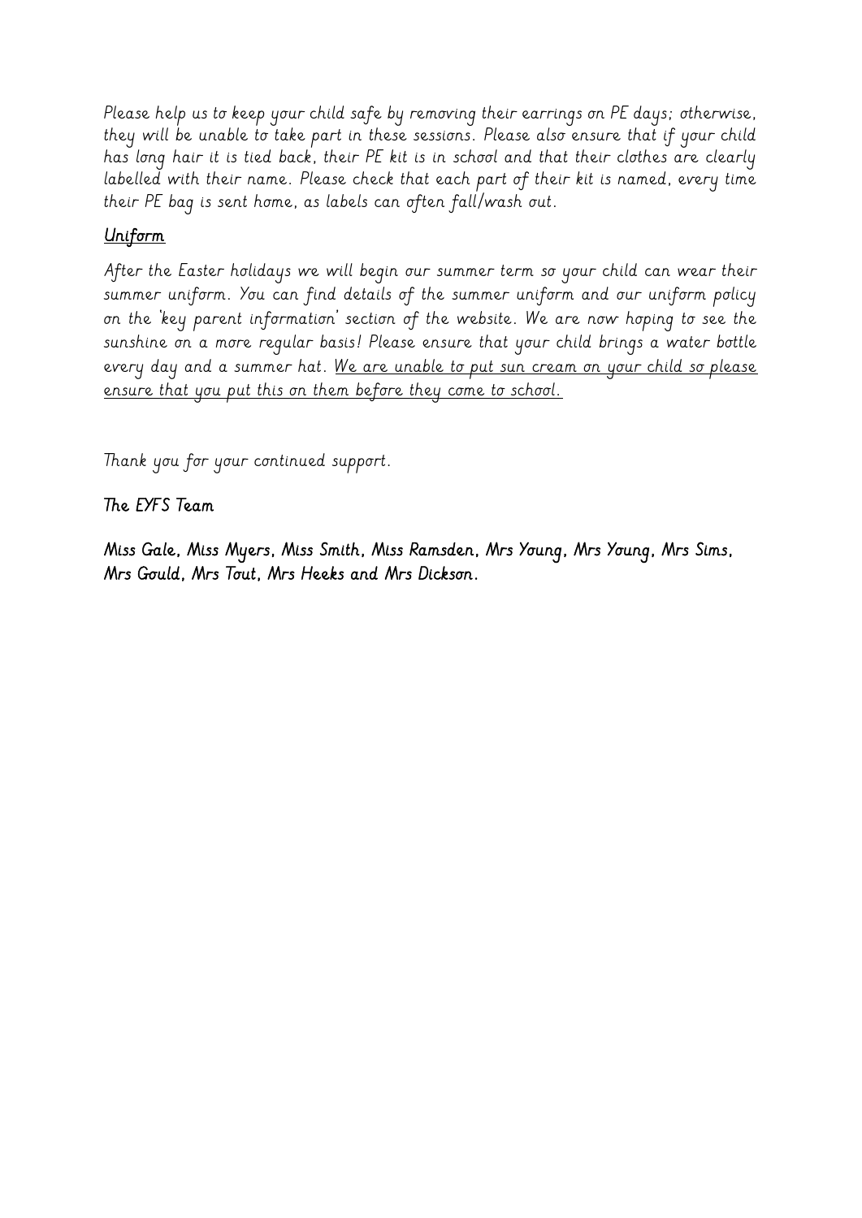*Please help us to keep your child safe by removing their earrings on PE days; otherwise, they will be unable to take part in these sessions. Please also ensure that if your child has long hair it is tied back, their PE kit is in school and that their clothes are clearly labelled with their name. Please check that each part of their kit is named, every time their PE bag is sent home, as labels can often fall/wash out.*

## *Uniform*

*After the Easter holidays we will begin our summer term so your child can wear their summer uniform. You can find details of the summer uniform and our uniform policy on the 'key parent information' section of the website. We are now hoping to see the sunshine on a more regular basis! Please ensure that your child brings a water bottle every day and a summer hat. <u>We are unable to put sun cream on your child so please ensure that you put this on them before they come to school.</u>*

*Thank you for your continued support.*

The EYFS Team

**Miss Gale, Miss Myers, Miss Smith, Miss Ramsden, Mrs Young, Mrs Young, Mrs Sims, Mrs Gould, Mrs Tout, Mrs Heeks and Mrs Dickson.**